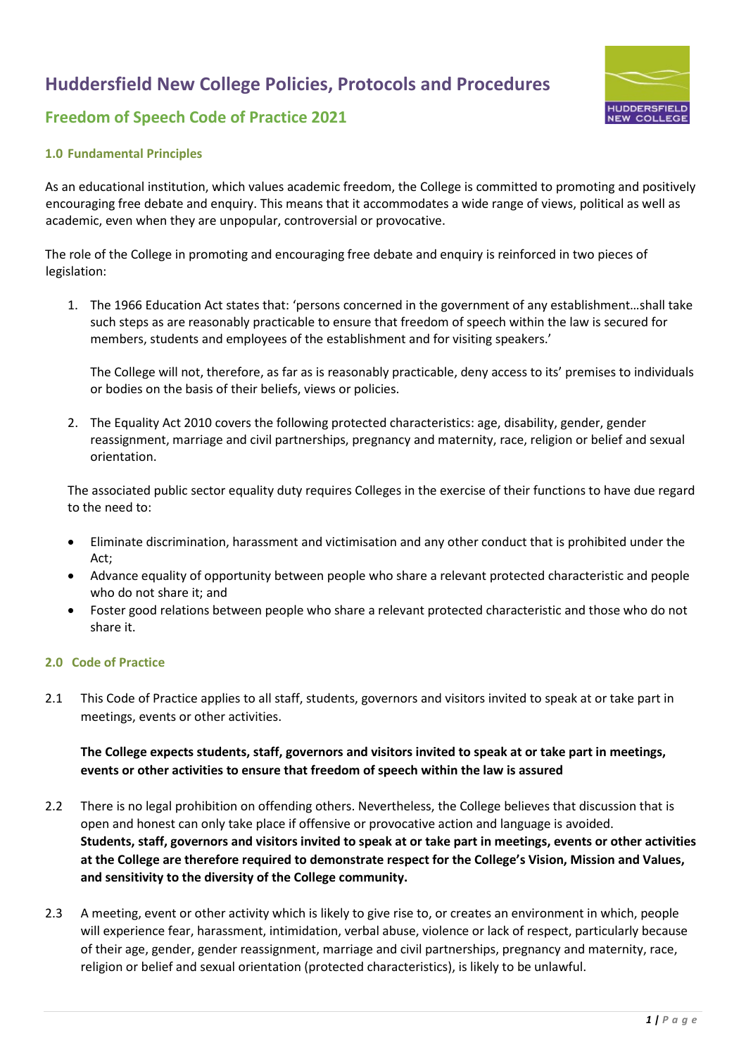# Huddersfield New College Policies, Protocols and Procedures

## Freedom of Speech Code of Practice 2021

### 1.0 Fundamental Principles

As an educational institution, which values academic freedom, the College is committed to promoting and positively encouraging free debate and enquiry. This means that it accommodates a wide range of views, political as well as academic, even when they are unpopular, controversial or provocative.

The role of the College in promoting and encouraging free debate and enquiry is reinforced in two pieces of legislation:

1. The 1966 Education Act states that: 'persons concerned in the government of any establishment…shall take such steps as are reasonably practicable to ensure that freedom of speech within the law is secured for members, students and employees of the establishment and for visiting speakers.'

   The College will not, therefore, as far as is reasonably practicable, deny access to its' premises to individuals or bodies on the basis of their beliefs, views or policies.

2. The Equality Act 2010 covers the following protected characteristics: age, disability, gender, gender reassignment, marriage and civil partnerships, pregnancy and maternity, race, religion or belief and sexual orientation.

   The associated public sector equality duty requires Colleges in the exercise of their functions to have due regard to the need to:

   - Eliminate discrimination, harassment and victimisation and any other conduct that is prohibited under the Act;
   - Advance equality of opportunity between people who share a relevant protected characteristic and people who do not share it; and
   - Foster good relations between people who share a relevant protected characteristic and those who do not share it.

### 2.0 Code of Practice

2.1 This Code of Practice applies to all staff, students, governors and visitors invited to speak at or take part in meetings, events or other activities.

**The College expects students, staff, governors and visitors invited to speak at or take part in meetings, events or other activities to ensure that freedom of speech within the law is assured**

2.2 There is no legal prohibition on offending others. Nevertheless, the College believes that discussion that is open and honest can only take place if offensive or provocative action and language is avoided. **Students, staff, governors and visitors invited to speak at or take part in meetings, events or other activities at the College are therefore required to demonstrate respect for the College's Vision, Mission and Values, and sensitivity to the diversity of the College community.**

2.3 A meeting, event or other activity which is likely to give rise to, or creates an environment in which, people will experience fear, harassment, intimidation, verbal abuse, violence or lack of respect, particularly because of their age, gender, gender reassignment, marriage and civil partnerships, pregnancy and maternity, race, religion or belief and sexual orientation (protected characteristics), is likely to be unlawful.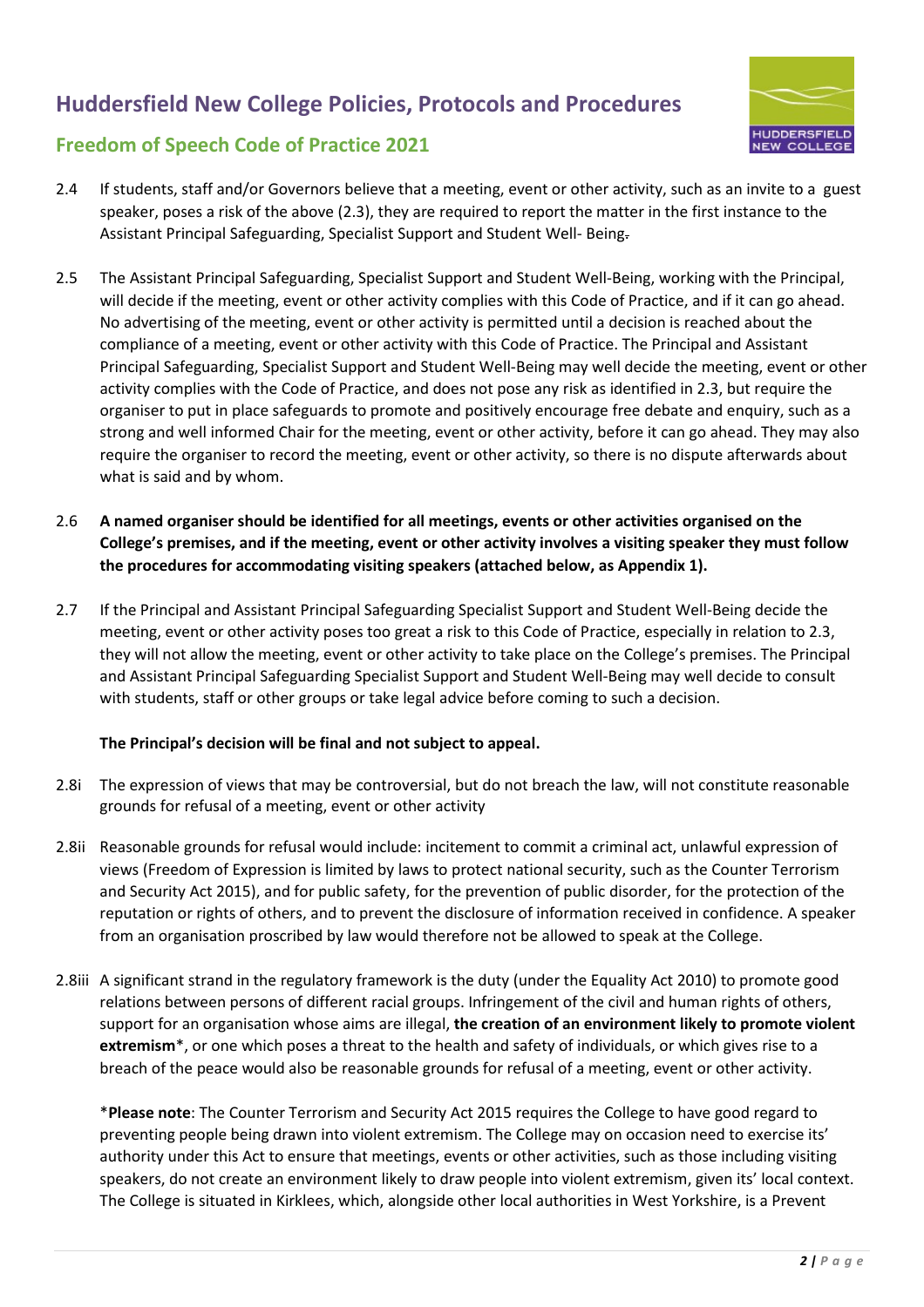2.4 If students, staff and/or Governors believe that a meeting, event or other activity, such as an invite to a guest speaker, poses a risk of the above (2.3), they are required to report the matter in the first instance to the Assistant Principal Safeguarding, Specialist Support and Student Well- Being.

2.5 The Assistant Principal Safeguarding, Specialist Support and Student Well-Being, working with the Principal, will decide if the meeting, event or other activity complies with this Code of Practice, and if it can go ahead. No advertising of the meeting, event or other activity is permitted until a decision is reached about the compliance of a meeting, event or other activity with this Code of Practice. The Principal and Assistant Principal Safeguarding, Specialist Support and Student Well-Being may well decide the meeting, event or other activity complies with the Code of Practice, and does not pose any risk as identified in 2.3, but require the organiser to put in place safeguards to promote and positively encourage free debate and enquiry, such as a strong and well informed Chair for the meeting, event or other activity, before it can go ahead. They may also require the organiser to record the meeting, event or other activity, so there is no dispute afterwards about what is said and by whom.

2.6 **A named organiser should be identified for all meetings, events or other activities organised on the College's premises, and if the meeting, event or other activity involves a visiting speaker they must follow the procedures for accommodating visiting speakers (attached below, as Appendix 1).**

2.7 If the Principal and Assistant Principal Safeguarding Specialist Support and Student Well-Being decide the meeting, event or other activity poses too great a risk to this Code of Practice, especially in relation to 2.3, they will not allow the meeting, event or other activity to take place on the College's premises. The Principal and Assistant Principal Safeguarding Specialist Support and Student Well-Being may well decide to consult with students, staff or other groups or take legal advice before coming to such a decision.

**The Principal's decision will be final and not subject to appeal.**

2.8i The expression of views that may be controversial, but do not breach the law, will not constitute reasonable grounds for refusal of a meeting, event or other activity

2.8ii Reasonable grounds for refusal would include: incitement to commit a criminal act, unlawful expression of views (Freedom of Expression is limited by laws to protect national security, such as the Counter Terrorism and Security Act 2015), and for public safety, for the prevention of public disorder, for the protection of the reputation or rights of others, and to prevent the disclosure of information received in confidence. A speaker from an organisation proscribed by law would therefore not be allowed to speak at the College.

2.8iii A significant strand in the regulatory framework is the duty (under the Equality Act 2010) to promote good relations between persons of different racial groups. Infringement of the civil and human rights of others, support for an organisation whose aims are illegal, **the creation of an environment likely to promote violent extremism***, or one which poses a threat to the health and safety of individuals, or which gives rise to a breach of the peace would also be reasonable grounds for refusal of a meeting, event or other activity.

*__Please note__: The Counter Terrorism and Security Act 2015 requires the College to have good regard to preventing people being drawn into violent extremism. The College may on occasion need to exercise its' authority under this Act to ensure that meetings, events or other activities, such as those including visiting speakers, do not create an environment likely to draw people into violent extremism, given its' local context. The College is situated in Kirklees, which, alongside other local authorities in West Yorkshire, is a Prevent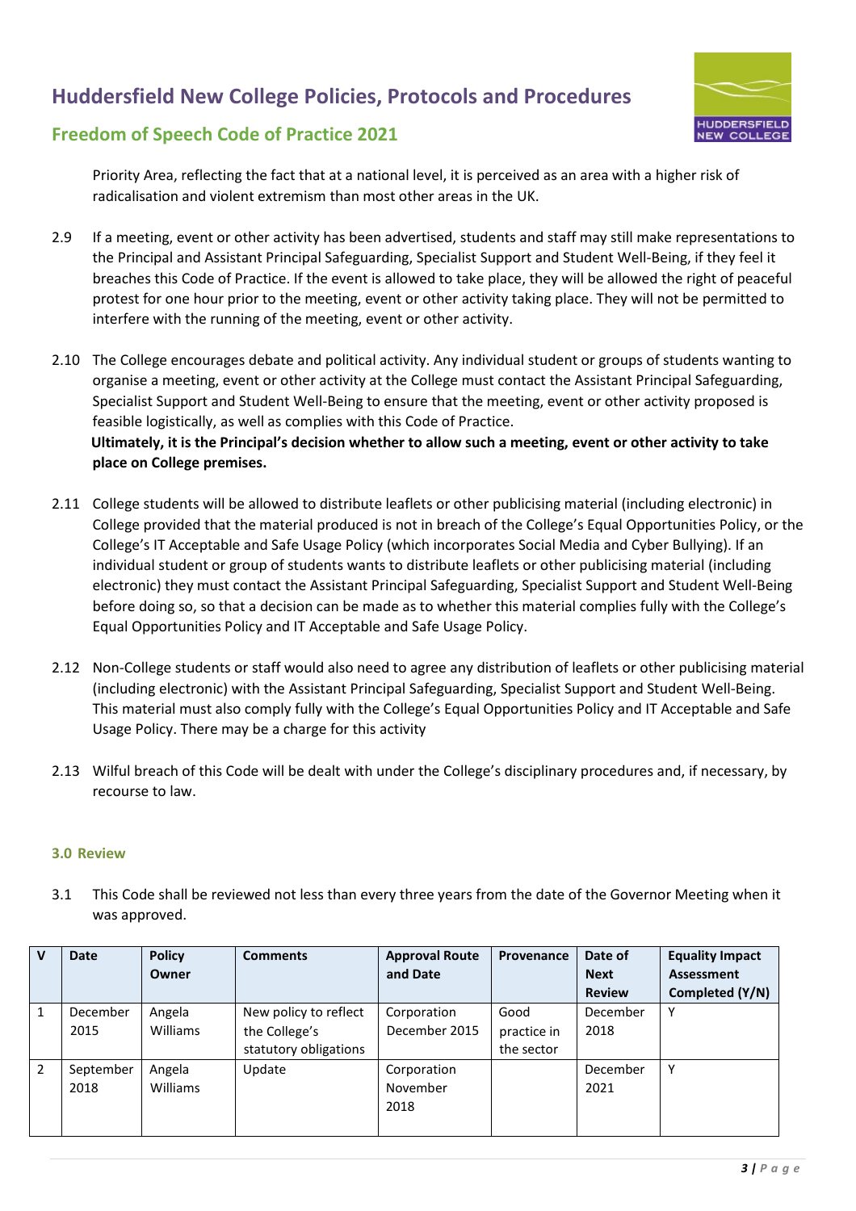Priority Area, reflecting the fact that at a national level, it is perceived as an area with a higher risk of radicalisation and violent extremism than most other areas in the UK.

2.9 If a meeting, event or other activity has been advertised, students and staff may still make representations to the Principal and Assistant Principal Safeguarding, Specialist Support and Student Well-Being, if they feel it breaches this Code of Practice. If the event is allowed to take place, they will be allowed the right of peaceful protest for one hour prior to the meeting, event or other activity taking place. They will not be permitted to interfere with the running of the meeting, event or other activity.

2.10 The College encourages debate and political activity. Any individual student or groups of students wanting to organise a meeting, event or other activity at the College must contact the Assistant Principal Safeguarding, Specialist Support and Student Well-Being to ensure that the meeting, event or other activity proposed is feasible logistically, as well as complies with this Code of Practice.
**Ultimately, it is the Principal's decision whether to allow such a meeting, event or other activity to take place on College premises.**

2.11 College students will be allowed to distribute leaflets or other publicising material (including electronic) in College provided that the material produced is not in breach of the College's Equal Opportunities Policy, or the College's IT Acceptable and Safe Usage Policy (which incorporates Social Media and Cyber Bullying). If an individual student or group of students wants to distribute leaflets or other publicising material (including electronic) they must contact the Assistant Principal Safeguarding, Specialist Support and Student Well-Being before doing so, so that a decision can be made as to whether this material complies fully with the College's Equal Opportunities Policy and IT Acceptable and Safe Usage Policy.

2.12 Non-College students or staff would also need to agree any distribution of leaflets or other publicising material (including electronic) with the Assistant Principal Safeguarding, Specialist Support and Student Well-Being. This material must also comply fully with the College's Equal Opportunities Policy and IT Acceptable and Safe Usage Policy. There may be a charge for this activity

2.13 Wilful breach of this Code will be dealt with under the College's disciplinary procedures and, if necessary, by recourse to law.

### 3.0 Review

3.1 This Code shall be reviewed not less than every three years from the date of the Governor Meeting when it was approved.

| V | Date | Policy Owner | Comments | Approval Route and Date | Provenance | Date of Next Review | Equality Impact Assessment Completed (Y/N) |
|---|---|---|---|---|---|---|---|
| 1 | December 2015 | Angela Williams | New policy to reflect the College's statutory obligations | Corporation December 2015 | Good practice in the sector | December 2018 | Y |
| 2 | September 2018 | Angela Williams | Update | Corporation November 2018 | | December 2021 | Y |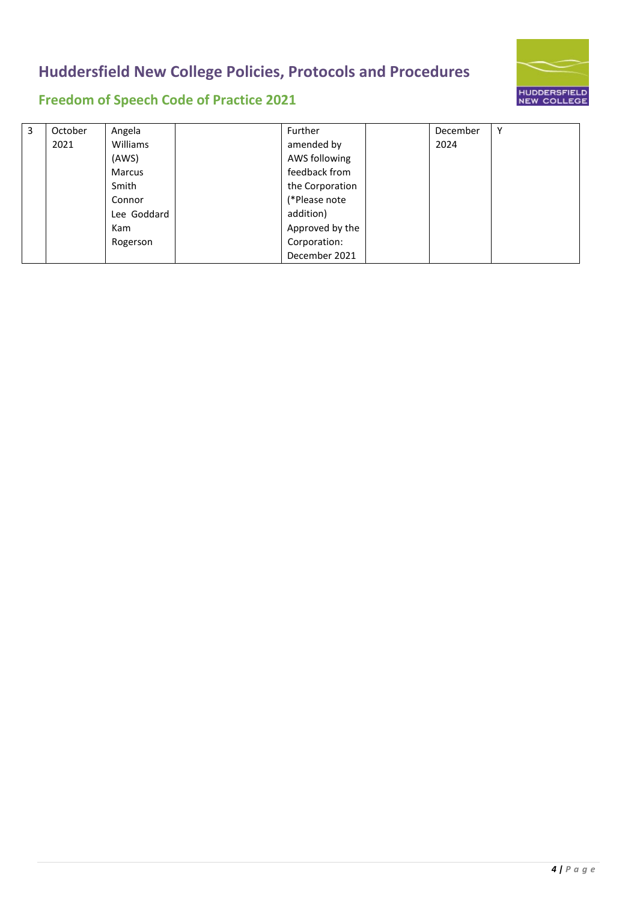| 3 | October 2021 | Angela Williams (AWS) Marcus Smith Connor Lee Goddard Kam Rogerson | | Further amended by AWS following feedback from the Corporation (*Please note addition) Approved by the Corporation: December 2021 | | December 2024 | Y |
|---|---|---|---|---|---|---|---|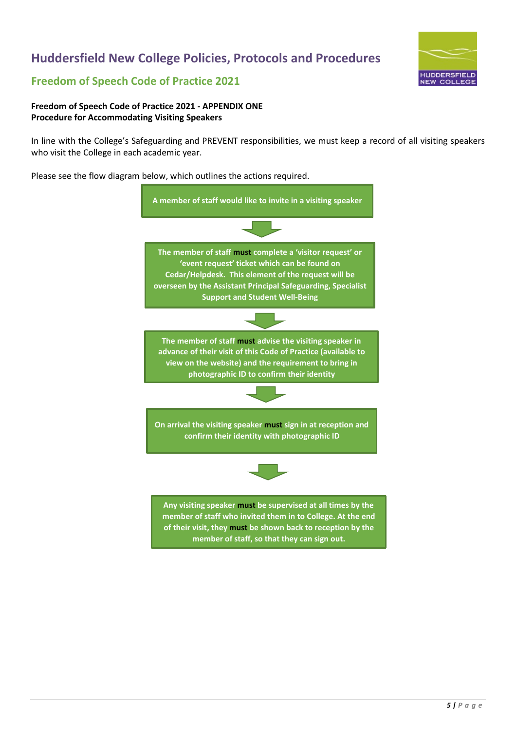# Huddersfield New College Policies, Protocols and Procedures

## Freedom of Speech Code of Practice 2021

**Freedom of Speech Code of Practice 2021 - APPENDIX ONE**
**Procedure for Accommodating Visiting Speakers**

In line with the College's Safeguarding and PREVENT responsibilities, we must keep a record of all visiting speakers who visit the College in each academic year.

Please see the flow diagram below, which outlines the actions required.

**A member of staff would like to invite in a visiting speaker**

↓

**The member of staff must complete a 'visitor request' or 'event request' ticket which can be found on Cedar/Helpdesk. This element of the request will be overseen by the Assistant Principal Safeguarding, Specialist Support and Student Well-Being**

↓

**The member of staff must advise the visiting speaker in advance of their visit of this Code of Practice (available to view on the website) and the requirement to bring in photographic ID to confirm their identity**

↓

**On arrival the visiting speaker must sign in at reception and confirm their identity with photographic ID**

↓

**Any visiting speaker must be supervised at all times by the member of staff who invited them in to College. At the end of their visit, they must be shown back to reception by the member of staff, so that they can sign out.**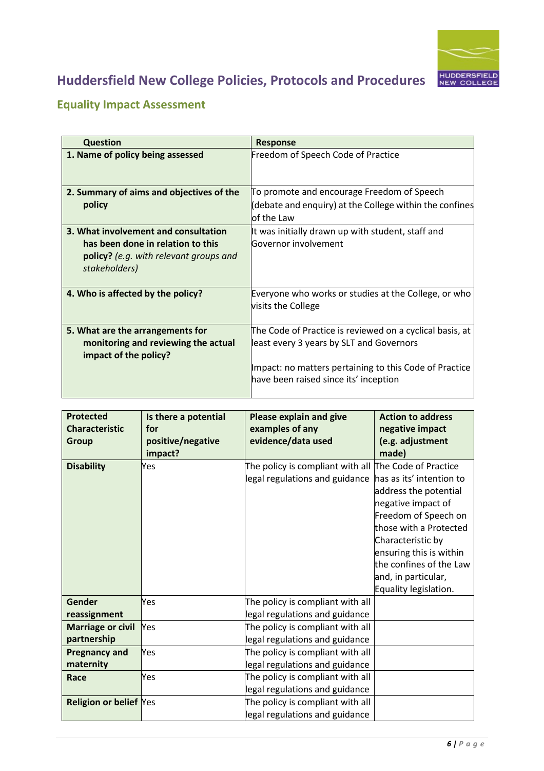# Huddersfield New College Policies, Protocols and Procedures

## Equality Impact Assessment

| Question | Response |
|---|---|
| **1. Name of policy being assessed** | Freedom of Speech Code of Practice |
| **2. Summary of aims and objectives of the policy** | To promote and encourage Freedom of Speech (debate and enquiry) at the College within the confines of the Law |
| **3. What involvement and consultation has been done in relation to this policy?** *(e.g. with relevant groups and stakeholders)* | It was initially drawn up with student, staff and Governor involvement |
| **4. Who is affected by the policy?** | Everyone who works or studies at the College, or who visits the College |
| **5. What are the arrangements for monitoring and reviewing the actual impact of the policy?** | The Code of Practice is reviewed on a cyclical basis, at least every 3 years by SLT and Governors<br><br>Impact: no matters pertaining to this Code of Practice have been raised since its' inception |

| Protected Characteristic Group | Is there a potential for positive/negative impact? | Please explain and give examples of any evidence/data used | Action to address negative impact (e.g. adjustment made) |
|---|---|---|---|
| **Disability** | Yes | The policy is compliant with all legal regulations and guidance | The Code of Practice has as its' intention to address the potential negative impact of Freedom of Speech on those with a Protected Characteristic by ensuring this is within the confines of the Law and, in particular, Equality legislation. |
| **Gender reassignment** | Yes | The policy is compliant with all legal regulations and guidance | |
| **Marriage or civil partnership** | Yes | The policy is compliant with all legal regulations and guidance | |
| **Pregnancy and maternity** | Yes | The policy is compliant with all legal regulations and guidance | |
| **Race** | Yes | The policy is compliant with all legal regulations and guidance | |
| **Religion or belief** | Yes | The policy is compliant with all legal regulations and guidance | |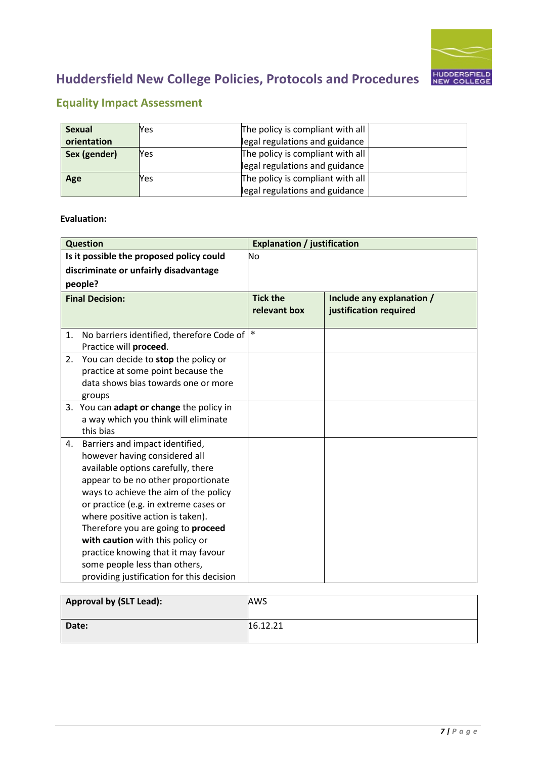# Huddersfield New College Policies, Protocols and Procedures

## Equality Impact Assessment

| | | | |
|---|---|---|---|
| **Sexual orientation** | Yes | The policy is compliant with all legal regulations and guidance | |
| **Sex (gender)** | Yes | The policy is compliant with all legal regulations and guidance | |
| **Age** | Yes | The policy is compliant with all legal regulations and guidance | |

**Evaluation:**

| **Question** | **Explanation / justification** | |
|---|---|---|
| **Is it possible the proposed policy could discriminate or unfairly disadvantage people?** | No | |
| **Final Decision:** | **Tick the relevant box** | **Include any explanation / justification required** |
| 1. No barriers identified, therefore Code of Practice will **proceed**. | * | |
| 2. You can decide to **stop** the policy or practice at some point because the data shows bias towards one or more groups | | |
| 3. You can **adapt or change** the policy in a way which you think will eliminate this bias | | |
| 4. Barriers and impact identified, however having considered all available options carefully, there appear to be no other proportionate ways to achieve the aim of the policy or practice (e.g. in extreme cases or where positive action is taken). Therefore you are going to **proceed with caution** with this policy or practice knowing that it may favour some people less than others, providing justification for this decision | | |

| | |
|---|---|
| **Approval by (SLT Lead):** | AWS |
| **Date:** | 16.12.21 |